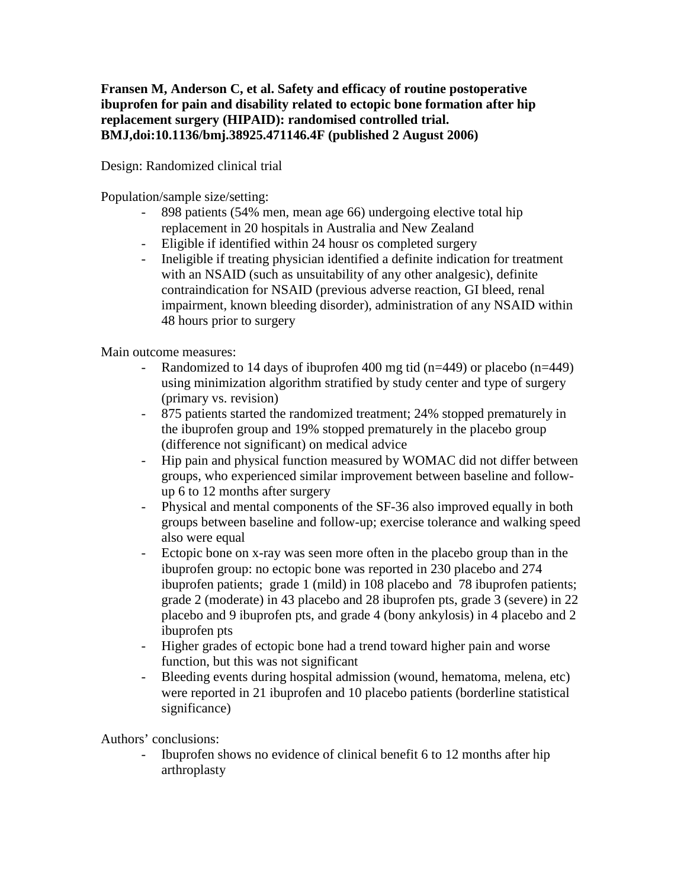**Fransen M, Anderson C, et al. Safety and efficacy of routine postoperative ibuprofen for pain and disability related to ectopic bone formation after hip replacement surgery (HIPAID): randomised controlled trial. BMJ,doi:10.1136/bmj.38925.471146.4F (published 2 August 2006)**

Design: Randomized clinical trial

Population/sample size/setting:

- 898 patients (54% men, mean age 66) undergoing elective total hip replacement in 20 hospitals in Australia and New Zealand
- Eligible if identified within 24 housr os completed surgery
- Ineligible if treating physician identified a definite indication for treatment with an NSAID (such as unsuitability of any other analgesic), definite contraindication for NSAID (previous adverse reaction, GI bleed, renal impairment, known bleeding disorder), administration of any NSAID within 48 hours prior to surgery

Main outcome measures:

- Randomized to 14 days of ibuprofen 400 mg tid (n=449) or placebo (n=449) using minimization algorithm stratified by study center and type of surgery (primary vs. revision)
- 875 patients started the randomized treatment; 24% stopped prematurely in the ibuprofen group and 19% stopped prematurely in the placebo group (difference not significant) on medical advice
- Hip pain and physical function measured by WOMAC did not differ between groups, who experienced similar improvement between baseline and follow-up 6 to 12 months after surgery
- Physical and mental components of the SF-36 also improved equally in both groups between baseline and follow-up; exercise tolerance and walking speed also were equal
- Ectopic bone on x-ray was seen more often in the placebo group than in the ibuprofen group: no ectopic bone was reported in 230 placebo and 274 ibuprofen patients; grade 1 (mild) in 108 placebo and 78 ibuprofen patients; grade 2 (moderate) in 43 placebo and 28 ibuprofen pts, grade 3 (severe) in 22 placebo and 9 ibuprofen pts, and grade 4 (bony ankylosis) in 4 placebo and 2 ibuprofen pts
- Higher grades of ectopic bone had a trend toward higher pain and worse function, but this was not significant
- Bleeding events during hospital admission (wound, hematoma, melena, etc) were reported in 21 ibuprofen and 10 placebo patients (borderline statistical significance)

Authors' conclusions:

- Ibuprofen shows no evidence of clinical benefit 6 to 12 months after hip arthroplasty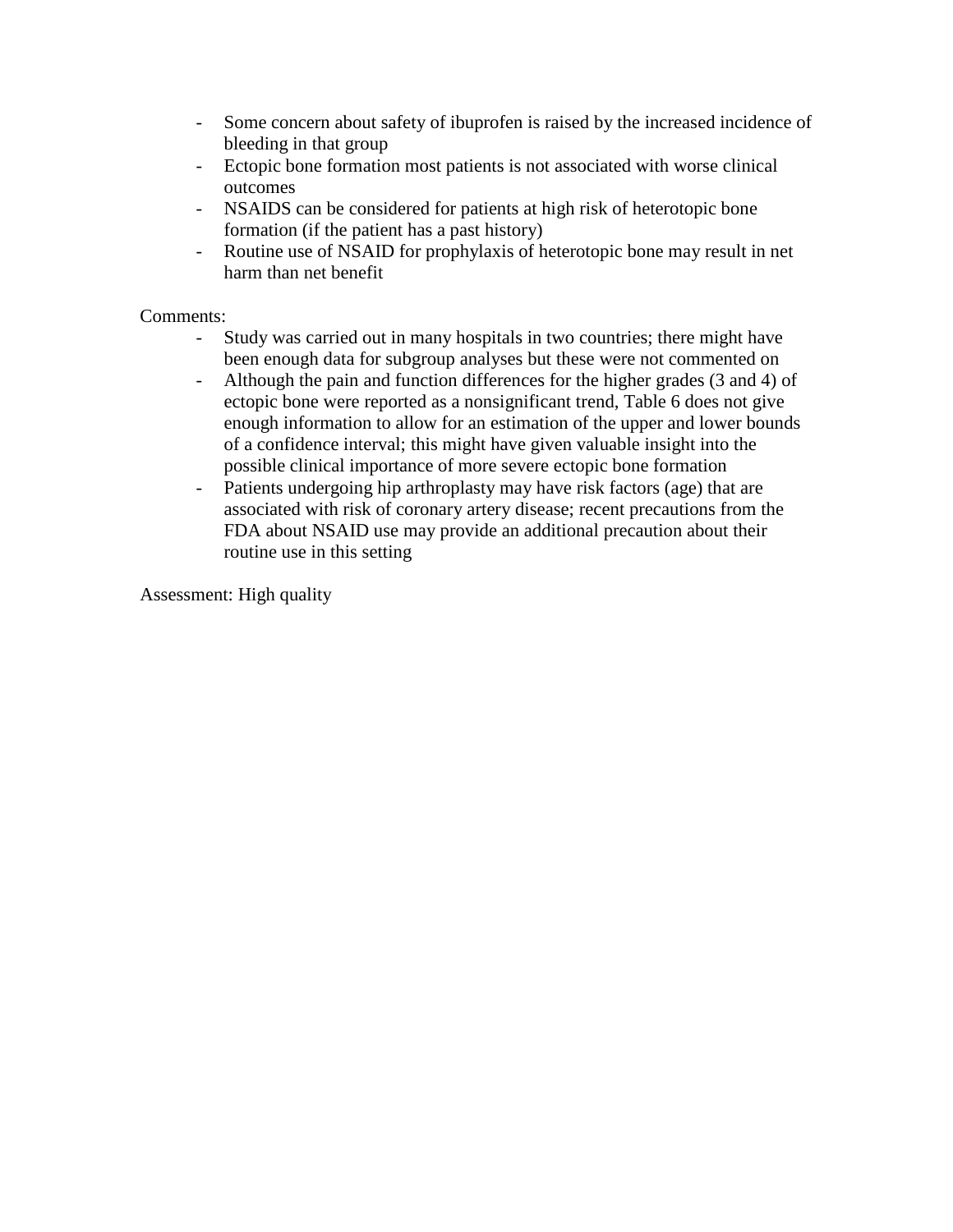- Some concern about safety of ibuprofen is raised by the increased incidence of bleeding in that group
- Ectopic bone formation most patients is not associated with worse clinical outcomes
- NSAIDS can be considered for patients at high risk of heterotopic bone formation (if the patient has a past history)
- Routine use of NSAID for prophylaxis of heterotopic bone may result in net harm than net benefit

Comments:

- Study was carried out in many hospitals in two countries; there might have been enough data for subgroup analyses but these were not commented on
- Although the pain and function differences for the higher grades (3 and 4) of ectopic bone were reported as a nonsignificant trend, Table 6 does not give enough information to allow for an estimation of the upper and lower bounds of a confidence interval; this might have given valuable insight into the possible clinical importance of more severe ectopic bone formation
- Patients undergoing hip arthroplasty may have risk factors (age) that are associated with risk of coronary artery disease; recent precautions from the FDA about NSAID use may provide an additional precaution about their routine use in this setting

Assessment: High quality